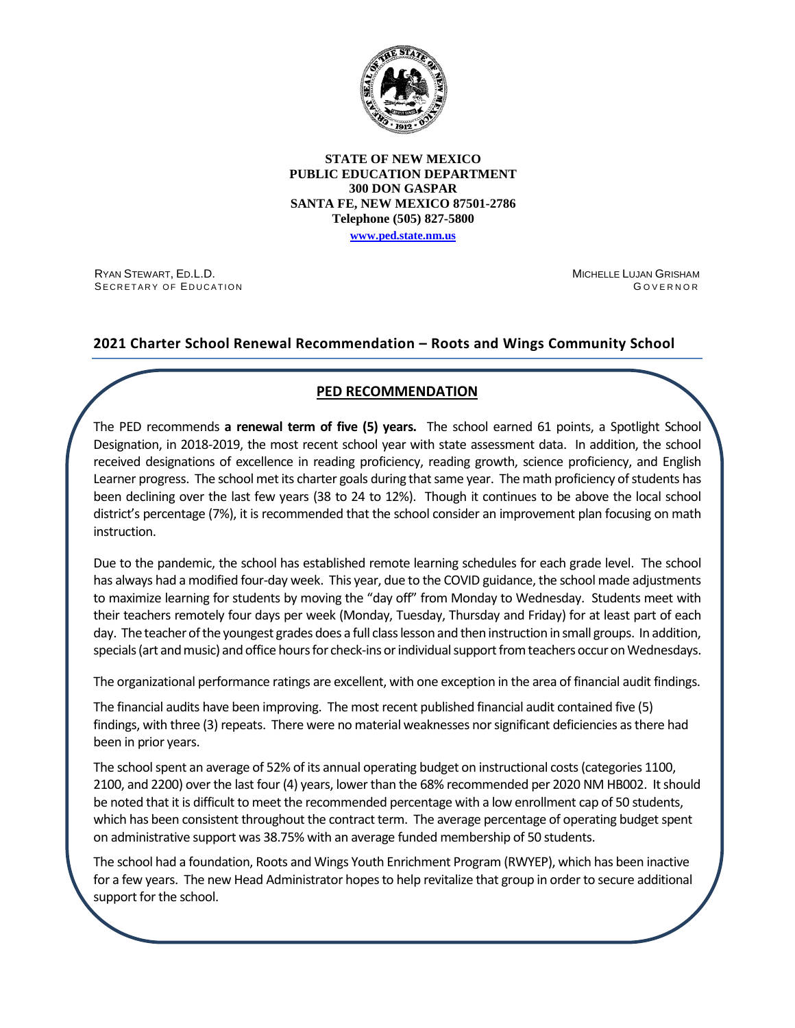**STATE OF NEW MEXICO**
**PUBLIC EDUCATION DEPARTMENT**
**300 DON GASPAR**
**SANTA FE, NEW MEXICO 87501-2786**
**Telephone (505) 827-5800**
**www.ped.state.nm.us**

RYAN STEWART, ED.L.D.
SECRETARY OF EDUCATION

MICHELLE LUJAN GRISHAM
GOVERNOR

## 2021 Charter School Renewal Recommendation – Roots and Wings Community School

### PED RECOMMENDATION

The PED recommends **a renewal term of five (5) years.** The school earned 61 points, a Spotlight School Designation, in 2018-2019, the most recent school year with state assessment data. In addition, the school received designations of excellence in reading proficiency, reading growth, science proficiency, and English Learner progress. The school met its charter goals during that same year. The math proficiency of students has been declining over the last few years (38 to 24 to 12%). Though it continues to be above the local school district's percentage (7%), it is recommended that the school consider an improvement plan focusing on math instruction.

Due to the pandemic, the school has established remote learning schedules for each grade level. The school has always had a modified four-day week. This year, due to the COVID guidance, the school made adjustments to maximize learning for students by moving the "day off" from Monday to Wednesday. Students meet with their teachers remotely four days per week (Monday, Tuesday, Thursday and Friday) for at least part of each day. The teacher of the youngest grades does a full class lesson and then instruction in small groups. In addition, specials (art and music) and office hours for check-ins or individual support from teachers occur on Wednesdays.

The organizational performance ratings are excellent, with one exception in the area of financial audit findings.

The financial audits have been improving. The most recent published financial audit contained five (5) findings, with three (3) repeats. There were no material weaknesses nor significant deficiencies as there had been in prior years.

The school spent an average of 52% of its annual operating budget on instructional costs (categories 1100, 2100, and 2200) over the last four (4) years, lower than the 68% recommended per 2020 NM HB002. It should be noted that it is difficult to meet the recommended percentage with a low enrollment cap of 50 students, which has been consistent throughout the contract term. The average percentage of operating budget spent on administrative support was 38.75% with an average funded membership of 50 students.

The school had a foundation, Roots and Wings Youth Enrichment Program (RWYEP), which has been inactive for a few years. The new Head Administrator hopes to help revitalize that group in order to secure additional support for the school.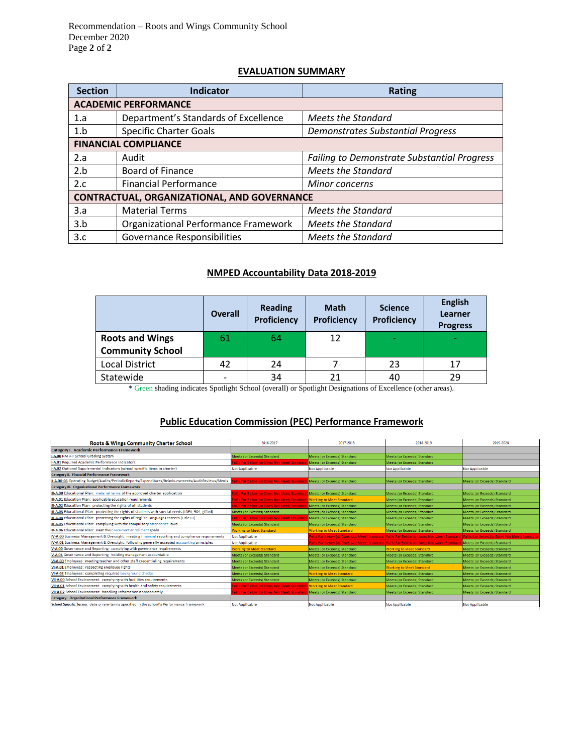Recommendation – Roots and Wings Community School
December 2020

## EVALUATION SUMMARY

| Section | Indicator | Rating |
|---|---|---|
| **ACADEMIC PERFORMANCE** | | |
| 1.a | Department's Standards of Excellence | *Meets the Standard* |
| 1.b | Specific Charter Goals | *Demonstrates Substantial Progress* |
| **FINANCIAL COMPLIANCE** | | |
| 2.a | Audit | *Failing to Demonstrate Substantial Progress* |
| 2.b | Board of Finance | *Meets the Standard* |
| 2.c | Financial Performance | *Minor concerns* |
| **CONTRACTUAL, ORGANIZATIONAL, AND GOVERNANCE** | | |
| 3.a | Material Terms | *Meets the Standard* |
| 3.b | Organizational Performance Framework | *Meets the Standard* |
| 3.c | Governance Responsibilities | *Meets the Standard* |

## NMPED Accountability Data 2018-2019

| | Overall | Reading Proficiency | Math Proficiency | Science Proficiency | English Learner Progress |
|---|---|---|---|---|---|
| **Roots and Wings Community School** | 61 | 64 | 12 | - | - |
| Local District | 42 | 24 | 7 | 23 | 17 |
| Statewide | - | 34 | 21 | 40 | 29 |

\* Green shading indicates Spotlight School (overall) or Spotlight Designations of Excellence (other areas).

## Public Education Commission (PEC) Performance Framework

| Roots & Wings Community Charter School | 2016-2017 | 2017-2018 | 2018-2019 | 2019-2020 |
|---|---|---|---|---|
| **Category I. Academic Performance Framework** | | | | |
| I-A.00 NM A-F School Grading System | Meets (or Exceeds) Standard | Meets (or Exceeds) Standard | Meets (or Exceeds) Standard | |
| I-A.01 Required Academic Performance Indicators | Falls Far Below (or Does Not Meet) Standard | Meets (or Exceeds) Standard | Meets (or Exceeds) Standard | |
| I-A.02 Optional Supplemental Indicators (school specific items in charter) | Not Applicable | Not Applicable | Not Applicable | Not Applicable |
| **Category II. Financial Performance Framework** | | | | |
| II-A.00-06 Operating Budget/Audits/PeriodicReports/Expenditures/Reimbursements/AuditReviews/Meals | Falls Far Below (or Does Not Meet) Standard | Meets (or Exceeds) Standard | Meets (or Exceeds) Standard | Meets (or Exceeds) Standard |
| **Category III. Organizational Performance Framework** | | | | |
| III-A.00 Educational Plan: material terms of the approved charter application | Falls Far Below (or Does Not Meet) Standard | Meets (or Exceeds) Standard | Meets (or Exceeds) Standard | Meets (or Exceeds) Standard |
| III-A.01 Education Plan: applicable education requirements | Falls Far Below (or Does Not Meet) Standard | Working to Meet Standard | Meets (or Exceeds) Standard | Meets (or Exceeds) Standard |
| III-A.02 Education Plan: protecting the rights of all students | Falls Far Below (or Does Not Meet) Standard | Meets (or Exceeds) Standard | Meets (or Exceeds) Standard | Meets (or Exceeds) Standard |
| III-A.03 Educational Plan: protecting the rights of students with special needs (IDEA, 504, gifted) | Meets (or Exceeds) Standard | Meets (or Exceeds) Standard | Meets (or Exceeds) Standard | Meets (or Exceeds) Standard |
| III-A.04 Educational Plan: protecting the rights of English Language Learners (Title III) | Falls Far Below (or Does Not Meet) Standard | Meets (or Exceeds) Standard | Meets (or Exceeds) Standard | Meets (or Exceeds) Standard |
| III-A.05 Educational Plan: complying with the compulsory attendance laws | Meets (or Exceeds) Standard | Meets (or Exceeds) Standard | Meets (or Exceeds) Standard | Meets (or Exceeds) Standard |
| III-A.06 Educational Plan: meet their recurrent enrollment goals | Working to Meet Standard | Working to Meet Standard | Meets (or Exceeds) Standard | Meets (or Exceeds) Standard |
| IV-A.00 Business Management & Oversight: meeting financial reporting and compliance requirements | Not Applicable | Falls Far Below (or Does Not Meet) Standard | Falls Far Below (or Does Not Meet) Standard | Falls Far Below (or Does Not Meet) Standard |
| IV-A.01 Business Management & Oversight: following generally accepted accounting principles | Not Applicable | Falls Far Below (or Does Not Meet) Standard | Falls Far Below (or Does Not Meet) Standard | Meets (or Exceeds) Standard |
| V-A.00 Governance and Reporting: complying with governance requirements | Working to Meet Standard | Meets (or Exceeds) Standard | Working to Meet Standard | Meets (or Exceeds) Standard |
| V-A.01 Governance and Reporting: holding management accountable | Meets (or Exceeds) Standard | Meets (or Exceeds) Standard | Meets (or Exceeds) Standard | Meets (or Exceeds) Standard |
| VI-A.00 Employees: meeting teacher and other staff credentialing requirements | Meets (or Exceeds) Standard | Meets (or Exceeds) Standard | Meets (or Exceeds) Standard | Meets (or Exceeds) Standard |
| VI-A.01 Employees: respecting employee rights | Meets (or Exceeds) Standard | Meets (or Exceeds) Standard | Working to Meet Standard | Meets (or Exceeds) Standard |
| VI-A.02 Employees: completing required background checks | Meets (or Exceeds) Standard | Working to Meet Standard | Meets (or Exceeds) Standard | Meets (or Exceeds) Standard |
| VII-A.00 School Environment: complying with facilities requirements | Meets (or Exceeds) Standard | Meets (or Exceeds) Standard | Meets (or Exceeds) Standard | Meets (or Exceeds) Standard |
| VII-A.01 School Environment: complying with health and safety requirements | Falls Far Below (or Does Not Meet) Standard | Working to Meet Standard | Meets (or Exceeds) Standard | Meets (or Exceeds) Standard |
| VII-A.02 School Environment: handling information appropriately | Falls Far Below (or Does Not Meet) Standard | Meets (or Exceeds) Standard | Meets (or Exceeds) Standard | Meets (or Exceeds) Standard |
| **Category: Organizational Performance Framework** | | | | |
| School Specific Terms: data on any terms specified in the school's Performance Framework | Not Applicable | Not Applicable | Not Applicable | Not Applicable |